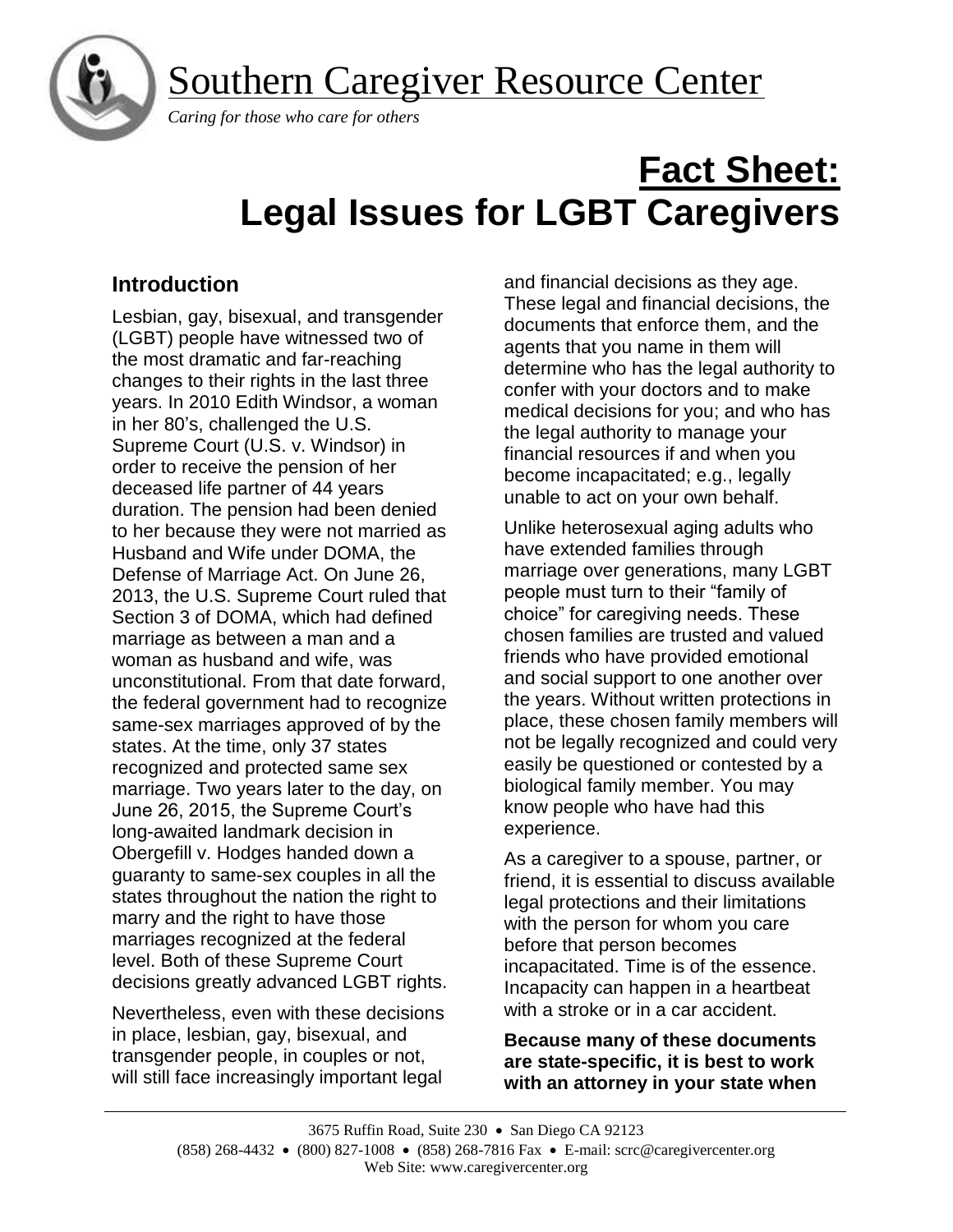Southern Caregiver Resource Center

*Caring for those who care for others*

# Fact Sheet: Legal Issues for LGBT Caregivers

## Introduction

Lesbian, gay, bisexual, and transgender (LGBT) people have witnessed two of the most dramatic and far-reaching changes to their rights in the last three years. In 2010 Edith Windsor, a woman in her 80's, challenged the U.S. Supreme Court (U.S. v. Windsor) in order to receive the pension of her deceased life partner of 44 years duration. The pension had been denied to her because they were not married as Husband and Wife under DOMA, the Defense of Marriage Act. On June 26, 2013, the U.S. Supreme Court ruled that Section 3 of DOMA, which had defined marriage as between a man and a woman as husband and wife, was unconstitutional. From that date forward, the federal government had to recognize same-sex marriages approved of by the states. At the time, only 37 states recognized and protected same sex marriage. Two years later to the day, on June 26, 2015, the Supreme Court's long-awaited landmark decision in Obergefill v. Hodges handed down a guaranty to same-sex couples in all the states throughout the nation the right to marry and the right to have those marriages recognized at the federal level. Both of these Supreme Court decisions greatly advanced LGBT rights.

Nevertheless, even with these decisions in place, lesbian, gay, bisexual, and transgender people, in couples or not, will still face increasingly important legal and financial decisions as they age. These legal and financial decisions, the documents that enforce them, and the agents that you name in them will determine who has the legal authority to confer with your doctors and to make medical decisions for you; and who has the legal authority to manage your financial resources if and when you become incapacitated; e.g., legally unable to act on your own behalf.

Unlike heterosexual aging adults who have extended families through marriage over generations, many LGBT people must turn to their "family of choice" for caregiving needs. These chosen families are trusted and valued friends who have provided emotional and social support to one another over the years. Without written protections in place, these chosen family members will not be legally recognized and could very easily be questioned or contested by a biological family member. You may know people who have had this experience.

As a caregiver to a spouse, partner, or friend, it is essential to discuss available legal protections and their limitations with the person for whom you care before that person becomes incapacitated. Time is of the essence. Incapacity can happen in a heartbeat with a stroke or in a car accident.

**Because many of these documents are state-specific, it is best to work with an attorney in your state when**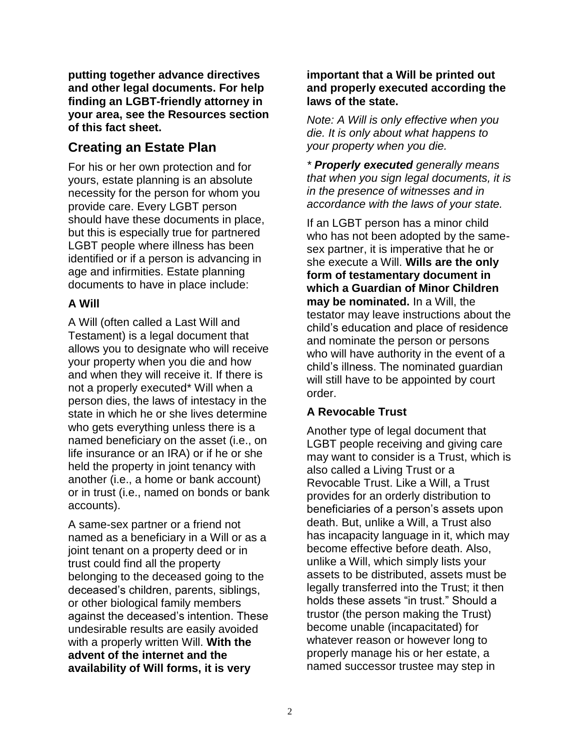**putting together advance directives and other legal documents. For help finding an LGBT-friendly attorney in your area, see the Resources section of this fact sheet.**

## Creating an Estate Plan

For his or her own protection and for yours, estate planning is an absolute necessity for the person for whom you provide care. Every LGBT person should have these documents in place, but this is especially true for partnered LGBT people where illness has been identified or if a person is advancing in age and infirmities. Estate planning documents to have in place include:

### A Will

A Will (often called a Last Will and Testament) is a legal document that allows you to designate who will receive your property when you die and how and when they will receive it. If there is not a properly executed* Will when a person dies, the laws of intestacy in the state in which he or she lives determine who gets everything unless there is a named beneficiary on the asset (i.e., on life insurance or an IRA) or if he or she held the property in joint tenancy with another (i.e., a home or bank account) or in trust (i.e., named on bonds or bank accounts).

A same-sex partner or a friend not named as a beneficiary in a Will or as a joint tenant on a property deed or in trust could find all the property belonging to the deceased going to the deceased's children, parents, siblings, or other biological family members against the deceased's intention. These undesirable results are easily avoided with a properly written Will. **With the advent of the internet and the availability of Will forms, it is very important that a Will be printed out and properly executed according the laws of the state.**

*Note: A Will is only effective when you die. It is only about what happens to your property when you die.*

*\* **Properly executed** generally means that when you sign legal documents, it is in the presence of witnesses and in accordance with the laws of your state.*

If an LGBT person has a minor child who has not been adopted by the same-sex partner, it is imperative that he or she execute a Will. **Wills are the only form of testamentary document in which a Guardian of Minor Children may be nominated.** In a Will, the testator may leave instructions about the child's education and place of residence and nominate the person or persons who will have authority in the event of a child's illness. The nominated guardian will still have to be appointed by court order.

### A Revocable Trust

Another type of legal document that LGBT people receiving and giving care may want to consider is a Trust, which is also called a Living Trust or a Revocable Trust. Like a Will, a Trust provides for an orderly distribution to beneficiaries of a person's assets upon death. But, unlike a Will, a Trust also has incapacity language in it, which may become effective before death. Also, unlike a Will, which simply lists your assets to be distributed, assets must be legally transferred into the Trust; it then holds these assets "in trust." Should a trustor (the person making the Trust) become unable (incapacitated) for whatever reason or however long to properly manage his or her estate, a named successor trustee may step in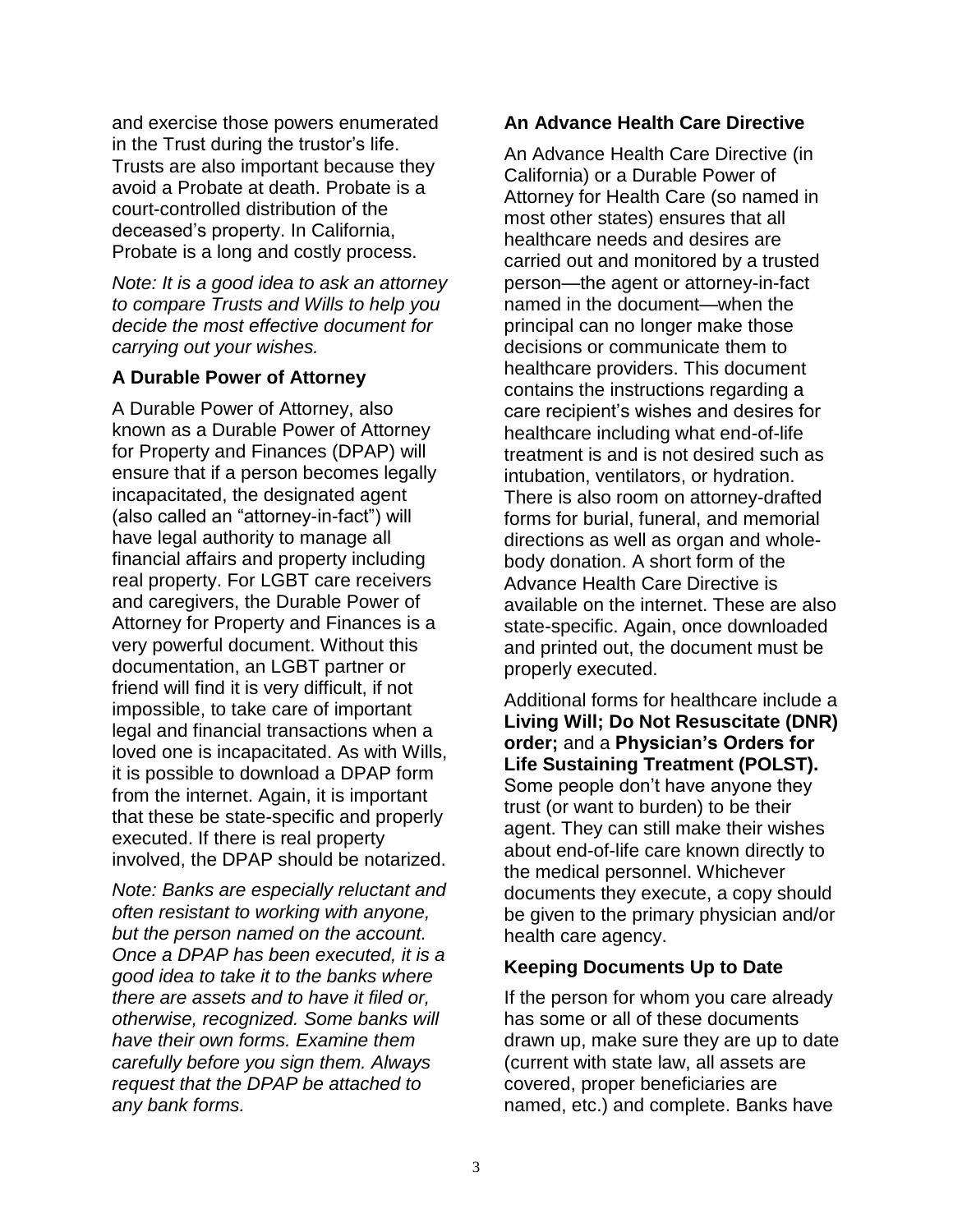and exercise those powers enumerated in the Trust during the trustor's life. Trusts are also important because they avoid a Probate at death. Probate is a court-controlled distribution of the deceased's property. In California, Probate is a long and costly process.

*Note: It is a good idea to ask an attorney to compare Trusts and Wills to help you decide the most effective document for carrying out your wishes.*

### A Durable Power of Attorney

A Durable Power of Attorney, also known as a Durable Power of Attorney for Property and Finances (DPAP) will ensure that if a person becomes legally incapacitated, the designated agent (also called an "attorney-in-fact") will have legal authority to manage all financial affairs and property including real property. For LGBT care receivers and caregivers, the Durable Power of Attorney for Property and Finances is a very powerful document. Without this documentation, an LGBT partner or friend will find it is very difficult, if not impossible, to take care of important legal and financial transactions when a loved one is incapacitated. As with Wills, it is possible to download a DPAP form from the internet. Again, it is important that these be state-specific and properly executed. If there is real property involved, the DPAP should be notarized.

*Note: Banks are especially reluctant and often resistant to working with anyone, but the person named on the account. Once a DPAP has been executed, it is a good idea to take it to the banks where there are assets and to have it filed or, otherwise, recognized. Some banks will have their own forms. Examine them carefully before you sign them. Always request that the DPAP be attached to any bank forms.*

### An Advance Health Care Directive

An Advance Health Care Directive (in California) or a Durable Power of Attorney for Health Care (so named in most other states) ensures that all healthcare needs and desires are carried out and monitored by a trusted person—the agent or attorney-in-fact named in the document—when the principal can no longer make those decisions or communicate them to healthcare providers. This document contains the instructions regarding a care recipient's wishes and desires for healthcare including what end-of-life treatment is and is not desired such as intubation, ventilators, or hydration. There is also room on attorney-drafted forms for burial, funeral, and memorial directions as well as organ and whole-body donation. A short form of the Advance Health Care Directive is available on the internet. These are also state-specific. Again, once downloaded and printed out, the document must be properly executed.

Additional forms for healthcare include a **Living Will; Do Not Resuscitate (DNR) order;** and a **Physician's Orders for Life Sustaining Treatment (POLST).** Some people don't have anyone they trust (or want to burden) to be their agent. They can still make their wishes about end-of-life care known directly to the medical personnel. Whichever documents they execute, a copy should be given to the primary physician and/or health care agency.

### Keeping Documents Up to Date

If the person for whom you care already has some or all of these documents drawn up, make sure they are up to date (current with state law, all assets are covered, proper beneficiaries are named, etc.) and complete. Banks have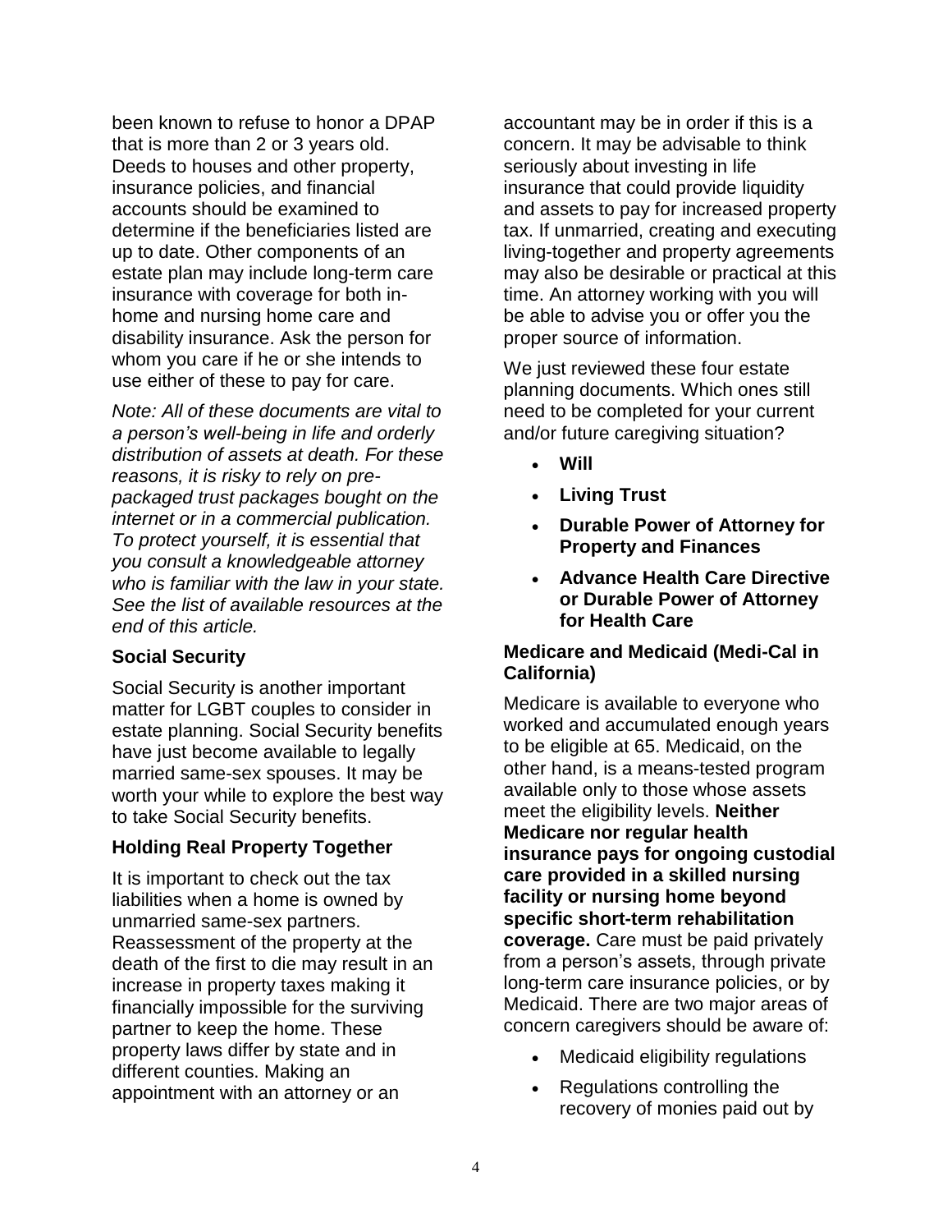been known to refuse to honor a DPAP that is more than 2 or 3 years old. Deeds to houses and other property, insurance policies, and financial accounts should be examined to determine if the beneficiaries listed are up to date. Other components of an estate plan may include long-term care insurance with coverage for both in-home and nursing home care and disability insurance. Ask the person for whom you care if he or she intends to use either of these to pay for care.

*Note: All of these documents are vital to a person's well-being in life and orderly distribution of assets at death. For these reasons, it is risky to rely on pre-packaged trust packages bought on the internet or in a commercial publication. To protect yourself, it is essential that you consult a knowledgeable attorney who is familiar with the law in your state. See the list of available resources at the end of this article.*

### Social Security

Social Security is another important matter for LGBT couples to consider in estate planning. Social Security benefits have just become available to legally married same-sex spouses. It may be worth your while to explore the best way to take Social Security benefits.

### Holding Real Property Together

It is important to check out the tax liabilities when a home is owned by unmarried same-sex partners. Reassessment of the property at the death of the first to die may result in an increase in property taxes making it financially impossible for the surviving partner to keep the home. These property laws differ by state and in different counties. Making an appointment with an attorney or an accountant may be in order if this is a concern. It may be advisable to think seriously about investing in life insurance that could provide liquidity and assets to pay for increased property tax. If unmarried, creating and executing living-together and property agreements may also be desirable or practical at this time. An attorney working with you will be able to advise you or offer you the proper source of information.

We just reviewed these four estate planning documents. Which ones still need to be completed for your current and/or future caregiving situation?

- **Will**
- **Living Trust**
- **Durable Power of Attorney for Property and Finances**
- **Advance Health Care Directive or Durable Power of Attorney for Health Care**

### Medicare and Medicaid (Medi-Cal in California)

Medicare is available to everyone who worked and accumulated enough years to be eligible at 65. Medicaid, on the other hand, is a means-tested program available only to those whose assets meet the eligibility levels. **Neither Medicare nor regular health insurance pays for ongoing custodial care provided in a skilled nursing facility or nursing home beyond specific short-term rehabilitation coverage.** Care must be paid privately from a person's assets, through private long-term care insurance policies, or by Medicaid. There are two major areas of concern caregivers should be aware of:

- Medicaid eligibility regulations
- Regulations controlling the recovery of monies paid out by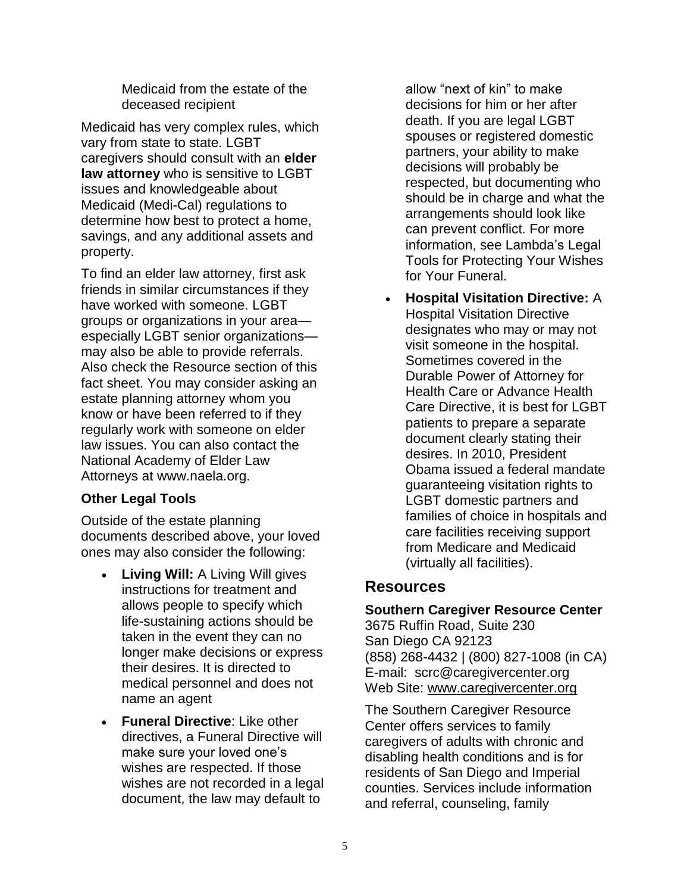Medicaid from the estate of the deceased recipient

Medicaid has very complex rules, which vary from state to state. LGBT caregivers should consult with an **elder law attorney** who is sensitive to LGBT issues and knowledgeable about Medicaid (Medi-Cal) regulations to determine how best to protect a home, savings, and any additional assets and property.

To find an elder law attorney, first ask friends in similar circumstances if they have worked with someone. LGBT groups or organizations in your area—especially LGBT senior organizations—may also be able to provide referrals. Also check the Resource section of this fact sheet. You may consider asking an estate planning attorney whom you know or have been referred to if they regularly work with someone on elder law issues. You can also contact the National Academy of Elder Law Attorneys at www.naela.org.

### Other Legal Tools

Outside of the estate planning documents described above, your loved ones may also consider the following:

- **Living Will:** A Living Will gives instructions for treatment and allows people to specify which life-sustaining actions should be taken in the event they can no longer make decisions or express their desires. It is directed to medical personnel and does not name an agent
- **Funeral Directive**: Like other directives, a Funeral Directive will make sure your loved one's wishes are respected. If those wishes are not recorded in a legal document, the law may default to allow "next of kin" to make decisions for him or her after death. If you are legal LGBT spouses or registered domestic partners, your ability to make decisions will probably be respected, but documenting who should be in charge and what the arrangements should look like can prevent conflict. For more information, see Lambda's Legal Tools for Protecting Your Wishes for Your Funeral.
- **Hospital Visitation Directive:** A Hospital Visitation Directive designates who may or may not visit someone in the hospital. Sometimes covered in the Durable Power of Attorney for Health Care or Advance Health Care Directive, it is best for LGBT patients to prepare a separate document clearly stating their desires. In 2010, President Obama issued a federal mandate guaranteeing visitation rights to LGBT domestic partners and families of choice in hospitals and care facilities receiving support from Medicare and Medicaid (virtually all facilities).

## Resources

**Southern Caregiver Resource Center**
3675 Ruffin Road, Suite 230
San Diego CA 92123
(858) 268-4432 | (800) 827-1008 (in CA)
E-mail: scrc@caregivercenter.org
Web Site: www.caregivercenter.org

The Southern Caregiver Resource Center offers services to family caregivers of adults with chronic and disabling health conditions and is for residents of San Diego and Imperial counties. Services include information and referral, counseling, family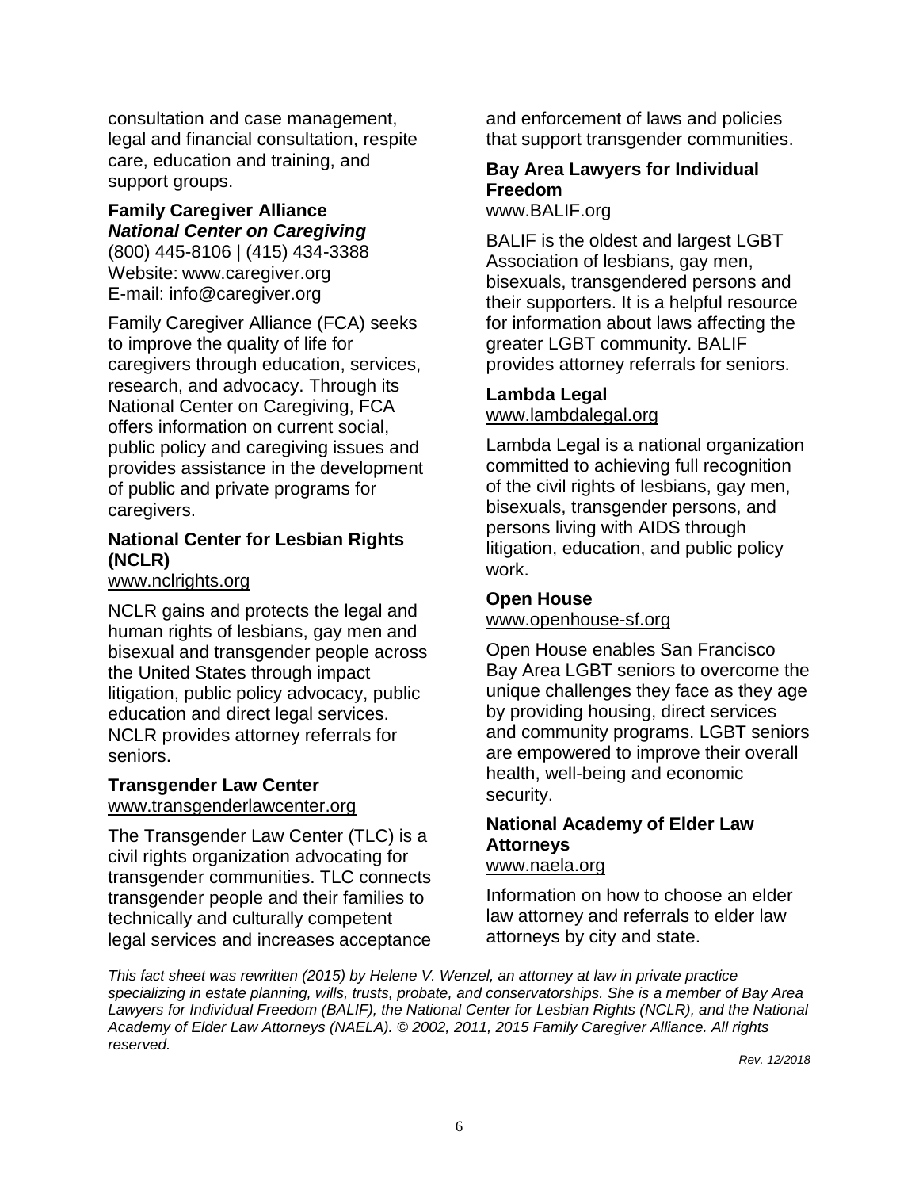consultation and case management, legal and financial consultation, respite care, education and training, and support groups.

**Family Caregiver Alliance**
***National Center on Caregiving***
(800) 445-8106 | (415) 434-3388
Website: www.caregiver.org
E-mail: info@caregiver.org

Family Caregiver Alliance (FCA) seeks to improve the quality of life for caregivers through education, services, research, and advocacy. Through its National Center on Caregiving, FCA offers information on current social, public policy and caregiving issues and provides assistance in the development of public and private programs for caregivers.

**National Center for Lesbian Rights (NCLR)**
www.nclrights.org

NCLR gains and protects the legal and human rights of lesbians, gay men and bisexual and transgender people across the United States through impact litigation, public policy advocacy, public education and direct legal services. NCLR provides attorney referrals for seniors.

**Transgender Law Center**
www.transgenderlawcenter.org

The Transgender Law Center (TLC) is a civil rights organization advocating for transgender communities. TLC connects transgender people and their families to technically and culturally competent legal services and increases acceptance and enforcement of laws and policies that support transgender communities.

**Bay Area Lawyers for Individual Freedom**
www.BALIF.org

BALIF is the oldest and largest LGBT Association of lesbians, gay men, bisexuals, transgendered persons and their supporters. It is a helpful resource for information about laws affecting the greater LGBT community. BALIF provides attorney referrals for seniors.

**Lambda Legal**
www.lambdalegal.org

Lambda Legal is a national organization committed to achieving full recognition of the civil rights of lesbians, gay men, bisexuals, transgender persons, and persons living with AIDS through litigation, education, and public policy work.

**Open House**
www.openhouse-sf.org

Open House enables San Francisco Bay Area LGBT seniors to overcome the unique challenges they face as they age by providing housing, direct services and community programs. LGBT seniors are empowered to improve their overall health, well-being and economic security.

**National Academy of Elder Law Attorneys**
www.naela.org

Information on how to choose an elder law attorney and referrals to elder law attorneys by city and state.

*This fact sheet was rewritten (2015) by Helene V. Wenzel, an attorney at law in private practice specializing in estate planning, wills, trusts, probate, and conservatorships. She is a member of Bay Area Lawyers for Individual Freedom (BALIF), the National Center for Lesbian Rights (NCLR), and the National Academy of Elder Law Attorneys (NAELA). © 2002, 2011, 2015 Family Caregiver Alliance. All rights reserved.*

*Rev. 12/2018*